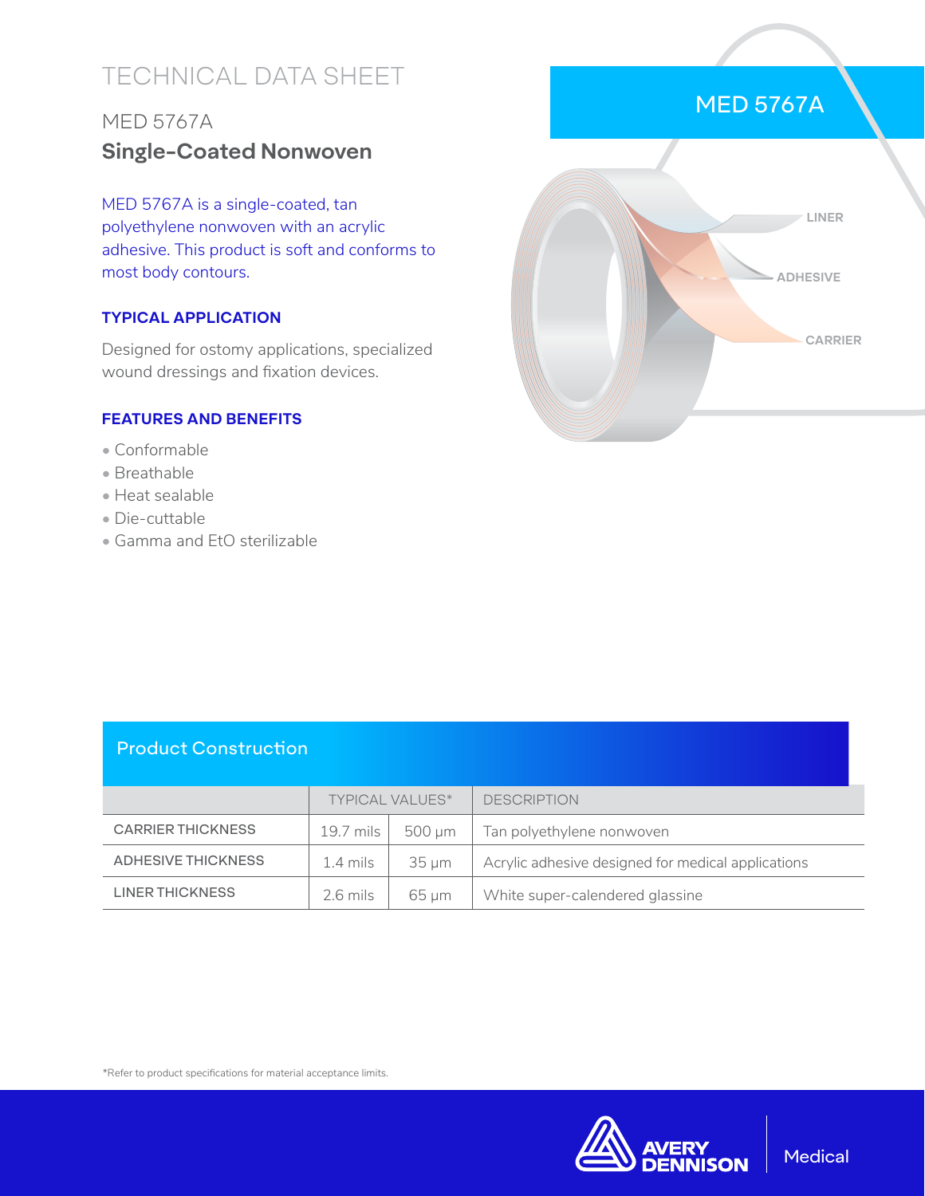# TECHNICAL DATA SHEET

## MED 5767A

## Single-Coated Nonwoven

MED 5767A is a single-coated, tan polyethylene nonwoven with an acrylic adhesive. This product is soft and conforms to most body contours.

### TYPICAL APPLICATION

Designed for ostomy applications, specialized wound dressings and fixation devices.

### FEATURES AND BENEFITS

- Conformable
- Breathable
- Heat sealable
- Die-cuttable
- Gamma and EtO sterilizable

MED 5767A

LINER

ADHESIVE

CARRIER

## Product Construction

| | TYPICAL VALUES* | | DESCRIPTION |
|---|---|---|---|
| CARRIER THICKNESS | 19.7 mils | 500 µm | Tan polyethylene nonwoven |
| ADHESIVE THICKNESS | 1.4 mils | 35 µm | Acrylic adhesive designed for medical applications |
| LINER THICKNESS | 2.6 mils | 65 µm | White super-calendered glassine |

*Refer to product specifications for material acceptance limits.

AVERY DENNISON | Medical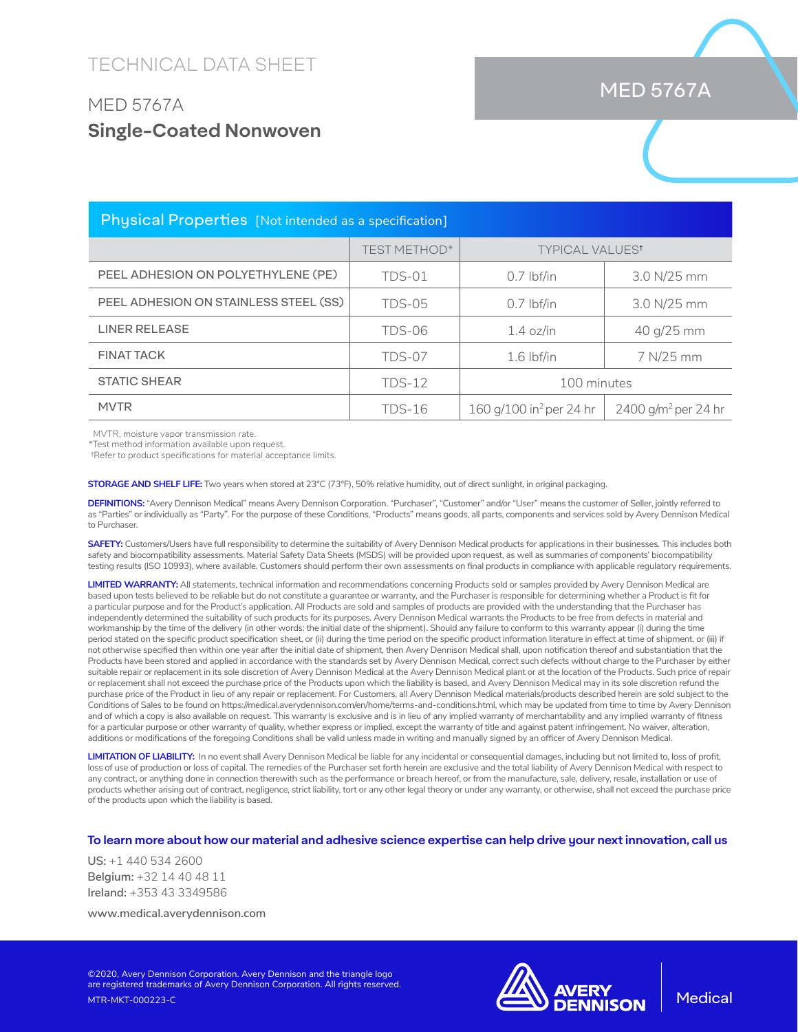# TECHNICAL DATA SHEET

## MED 5767A

## Single-Coated Nonwoven

MED 5767A

### Physical Properties [Not intended as a specification]

| | TEST METHOD* | TYPICAL VALUES† | |
|---|---|---|---|
| PEEL ADHESION ON POLYETHYLENE (PE) | TDS-01 | 0.7 lbf/in | 3.0 N/25 mm |
| PEEL ADHESION ON STAINLESS STEEL (SS) | TDS-05 | 0.7 lbf/in | 3.0 N/25 mm |
| LINER RELEASE | TDS-06 | 1.4 oz/in | 40 g/25 mm |
| FINAT TACK | TDS-07 | 1.6 lbf/in | 7 N/25 mm |
| STATIC SHEAR | TDS-12 | 100 minutes | |
| MVTR | TDS-16 | 160 g/100 $in^2$ per 24 hr | 2400 $g/m^2$ per 24 hr |

MVTR, moisture vapor transmission rate.
*Test method information available upon request.
†Refer to product specifications for material acceptance limits.

**STORAGE AND SHELF LIFE:** Two years when stored at 23°C (73°F), 50% relative humidity, out of direct sunlight, in original packaging.

**DEFINITIONS:** "Avery Dennison Medical" means Avery Dennison Corporation. "Purchaser", "Customer" and/or "User" means the customer of Seller, jointly referred to as "Parties" or individually as "Party". For the purpose of these Conditions, "Products" means goods, all parts, components and services sold by Avery Dennison Medical to Purchaser.

**SAFETY:** Customers/Users have full responsibility to determine the suitability of Avery Dennison Medical products for applications in their businesses. This includes both safety and biocompatibility assessments. Material Safety Data Sheets (MSDS) will be provided upon request, as well as summaries of components' biocompatibility testing results (ISO 10993), where available. Customers should perform their own assessments on final products in compliance with applicable regulatory requirements.

**LIMITED WARRANTY:** All statements, technical information and recommendations concerning Products sold or samples provided by Avery Dennison Medical are based upon tests believed to be reliable but do not constitute a guarantee or warranty, and the Purchaser is responsible for determining whether a Product is fit for a particular purpose and for the Product's application. All Products are sold and samples of products are provided with the understanding that the Purchaser has independently determined the suitability of such products for its purposes. Avery Dennison Medical warrants the Products to be free from defects in material and workmanship by the time of the delivery (in other words: the initial date of the shipment). Should any failure to conform to this warranty appear (i) during the time period stated on the specific product specification sheet, or (ii) during the time period on the specific product information literature in effect at time of shipment, or (iii) if not otherwise specified then within one year after the initial date of shipment, then Avery Dennison Medical shall, upon notification thereof and substantiation that the Products have been stored and applied in accordance with the standards set by Avery Dennison Medical, correct such defects without charge to the Purchaser by either suitable repair or replacement in its sole discretion of Avery Dennison Medical at the Avery Dennison Medical plant or at the location of the Products. Such price of repair or replacement shall not exceed the purchase price of the Products upon which the liability is based, and Avery Dennison Medical may in its sole discretion refund the purchase price of the Product in lieu of any repair or replacement. For Customers, all Avery Dennison Medical materials/products described herein are sold subject to the Conditions of Sales to be found on https://medical.averydennison.com/en/home/terms-and-conditions.html, which may be updated from time to time by Avery Dennison and of which a copy is also available on request. This warranty is exclusive and is in lieu of any implied warranty of merchantability and any implied warranty of fitness for a particular purpose or other warranty of quality, whether express or implied, except the warranty of title and against patent infringement. No waiver, alteration, additions or modifications of the foregoing Conditions shall be valid unless made in writing and manually signed by an officer of Avery Dennison Medical.

**LIMITATION OF LIABILITY:** In no event shall Avery Dennison Medical be liable for any incidental or consequential damages, including but not limited to, loss of profit, loss of use of production or loss of capital. The remedies of the Purchaser set forth herein are exclusive and the total liability of Avery Dennison Medical with respect to any contract, or anything done in connection therewith such as the performance or breach hereof, or from the manufacture, sale, delivery, resale, installation or use of products whether arising out of contract, negligence, strict liability, tort or any other legal theory or under any warranty, or otherwise, shall not exceed the purchase price of the products upon which the liability is based.

**To learn more about how our material and adhesive science expertise can help drive your next innovation, call us**

**US:** +1 440 534 2600
**Belgium:** +32 14 40 48 11
**Ireland:** +353 43 3349586

**www.medical.averydennison.com**

©2020, Avery Dennison Corporation. Avery Dennison and the triangle logo are registered trademarks of Avery Dennison Corporation. All rights reserved.
MTR-MKT-000223-C

AVERY DENNISON Medical